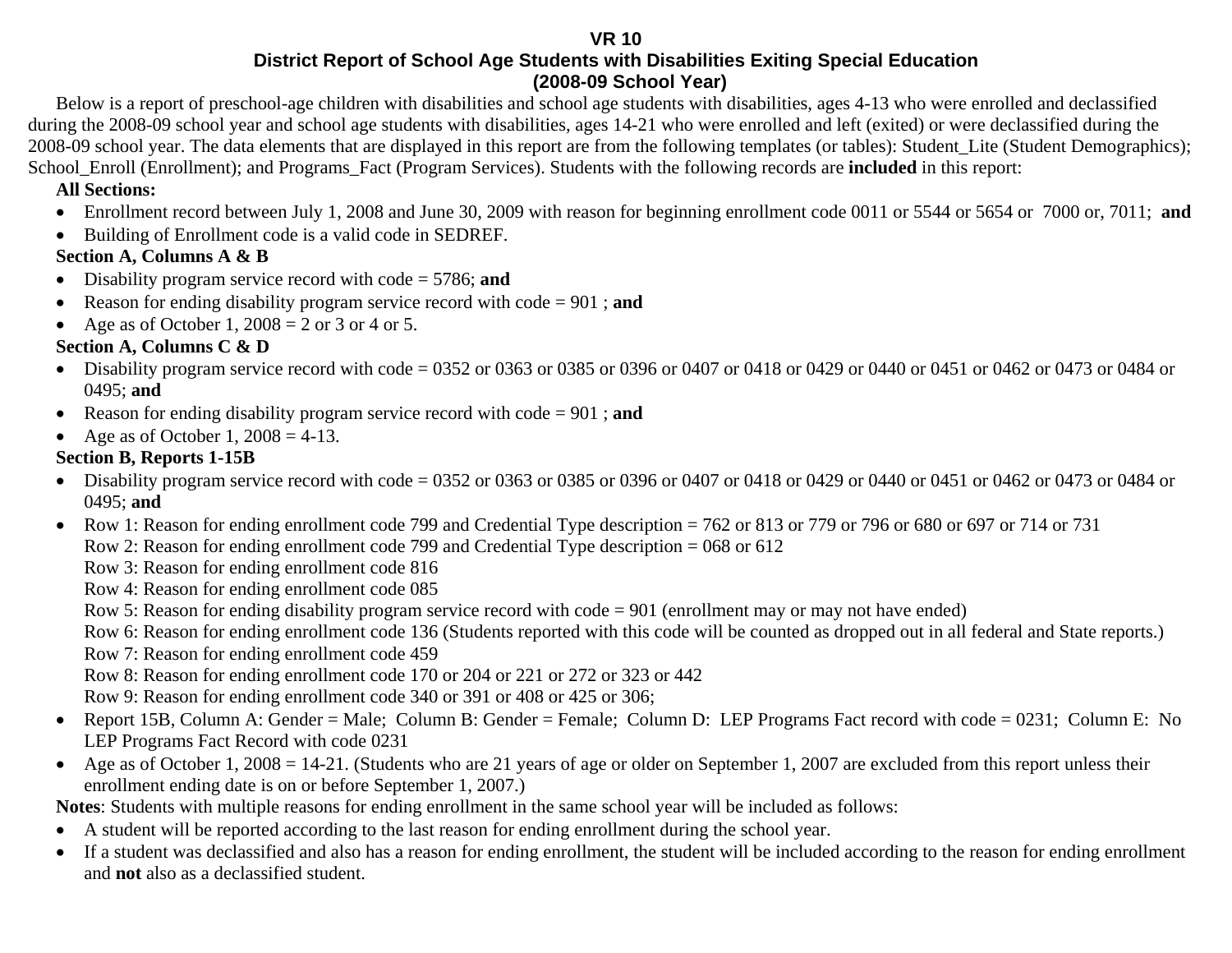# VR 10
## District Report of School Age Students with Disabilities Exiting Special Education
## (2008-09 School Year)

Below is a report of preschool-age children with disabilities and school age students with disabilities, ages 4-13 who were enrolled and declassified during the 2008-09 school year and school age students with disabilities, ages 14-21 who were enrolled and left (exited) or were declassified during the 2008-09 school year. The data elements that are displayed in this report are from the following templates (or tables): Student_Lite (Student Demographics); School_Enroll (Enrollment); and Programs_Fact (Program Services). Students with the following records are **included** in this report:

**All Sections:**

- Enrollment record between July 1, 2008 and June 30, 2009 with reason for beginning enrollment code 0011 or 5544 or 5654 or 7000 or, 7011; **and**
- Building of Enrollment code is a valid code in SEDREF.

**Section A, Columns A & B**

- Disability program service record with code = 5786; **and**
- Reason for ending disability program service record with code = 901 ; **and**
- Age as of October 1, 2008 = 2 or 3 or 4 or 5.

**Section A, Columns C & D**

- Disability program service record with code = 0352 or 0363 or 0385 or 0396 or 0407 or 0418 or 0429 or 0440 or 0451 or 0462 or 0473 or 0484 or 0495; **and**
- Reason for ending disability program service record with code = 901 ; **and**
- Age as of October 1, 2008 = 4-13.

**Section B, Reports 1-15B**

- Disability program service record with code = 0352 or 0363 or 0385 or 0396 or 0407 or 0418 or 0429 or 0440 or 0451 or 0462 or 0473 or 0484 or 0495; **and**
- Row 1: Reason for ending enrollment code 799 and Credential Type description = 762 or 813 or 779 or 796 or 680 or 697 or 714 or 731
  Row 2: Reason for ending enrollment code 799 and Credential Type description = 068 or 612
  Row 3: Reason for ending enrollment code 816
  Row 4: Reason for ending enrollment code 085
  Row 5: Reason for ending disability program service record with code = 901 (enrollment may or may not have ended)
  Row 6: Reason for ending enrollment code 136 (Students reported with this code will be counted as dropped out in all federal and State reports.)
  Row 7: Reason for ending enrollment code 459
  Row 8: Reason for ending enrollment code 170 or 204 or 221 or 272 or 323 or 442
  Row 9: Reason for ending enrollment code 340 or 391 or 408 or 425 or 306;
- Report 15B, Column A: Gender = Male; Column B: Gender = Female; Column D: LEP Programs Fact record with code = 0231; Column E: No LEP Programs Fact Record with code 0231
- Age as of October 1, 2008 = 14-21. (Students who are 21 years of age or older on September 1, 2007 are excluded from this report unless their enrollment ending date is on or before September 1, 2007.)

**Notes**: Students with multiple reasons for ending enrollment in the same school year will be included as follows:

- A student will be reported according to the last reason for ending enrollment during the school year.
- If a student was declassified and also has a reason for ending enrollment, the student will be included according to the reason for ending enrollment and **not** also as a declassified student.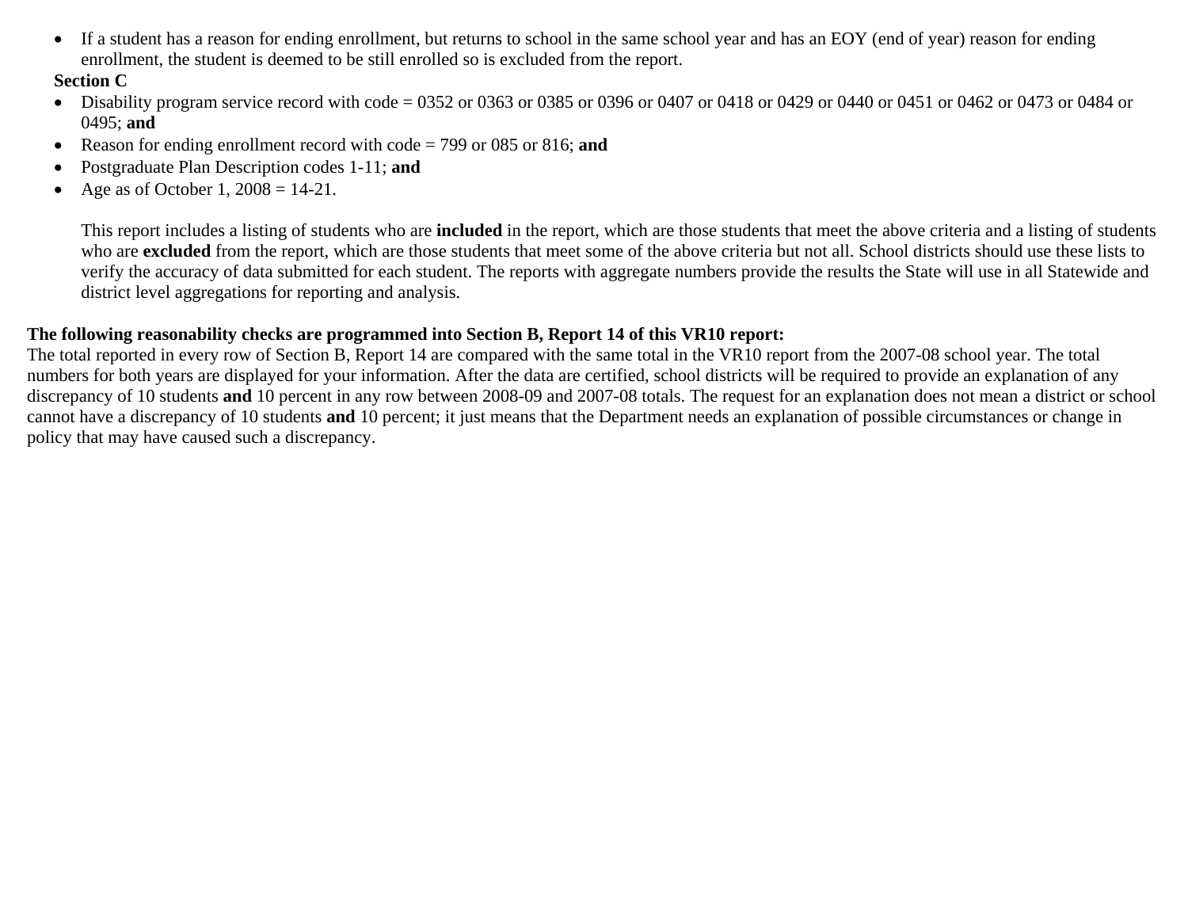- If a student has a reason for ending enrollment, but returns to school in the same school year and has an EOY (end of year) reason for ending enrollment, the student is deemed to be still enrolled so is excluded from the report.

**Section C**

- Disability program service record with code = 0352 or 0363 or 0385 or 0396 or 0407 or 0418 or 0429 or 0440 or 0451 or 0462 or 0473 or 0484 or 0495; **and**
- Reason for ending enrollment record with code = 799 or 085 or 816; **and**
- Postgraduate Plan Description codes 1-11; **and**
- Age as of October 1, 2008 = 14-21.

  This report includes a listing of students who are **included** in the report, which are those students that meet the above criteria and a listing of students who are **excluded** from the report, which are those students that meet some of the above criteria but not all. School districts should use these lists to verify the accuracy of data submitted for each student. The reports with aggregate numbers provide the results the State will use in all Statewide and district level aggregations for reporting and analysis.

**The following reasonability checks are programmed into Section B, Report 14 of this VR10 report:**

The total reported in every row of Section B, Report 14 are compared with the same total in the VR10 report from the 2007-08 school year. The total numbers for both years are displayed for your information. After the data are certified, school districts will be required to provide an explanation of any discrepancy of 10 students **and** 10 percent in any row between 2008-09 and 2007-08 totals. The request for an explanation does not mean a district or school cannot have a discrepancy of 10 students **and** 10 percent; it just means that the Department needs an explanation of possible circumstances or change in policy that may have caused such a discrepancy.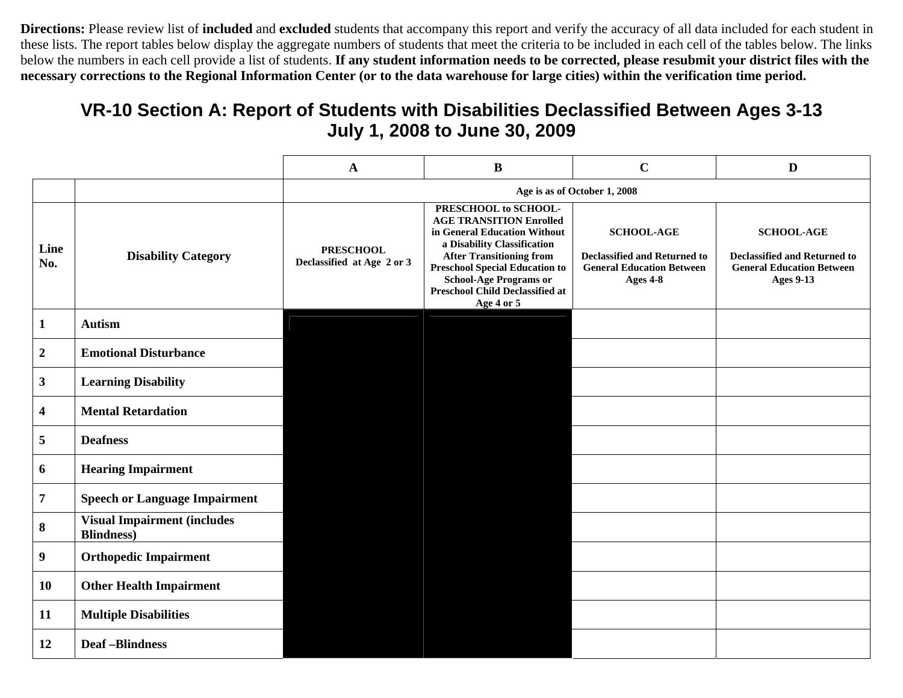**Directions:** Please review list of **included** and **excluded** students that accompany this report and verify the accuracy of all data included for each student in these lists. The report tables below display the aggregate numbers of students that meet the criteria to be included in each cell of the tables below. The links below the numbers in each cell provide a list of students. **If any student information needs to be corrected, please resubmit your district files with the necessary corrections to the Regional Information Center (or to the data warehouse for large cities) within the verification time period.**

# VR-10 Section A: Report of Students with Disabilities Declassified Between Ages 3-13
# July 1, 2008 to June 30, 2009

| | | A | B | C | D |
|---|---|---|---|---|---|
| | | Age is as of October 1, 2008 | | | |
| **Line No.** | **Disability Category** | **PRESCHOOL** Declassified at Age 2 or 3 | **PRESCHOOL to SCHOOL-AGE TRANSITION Enrolled in General Education Without a Disability Classification After Transitioning from Preschool Special Education to School-Age Programs or Preschool Child Declassified at Age 4 or 5** | **SCHOOL-AGE** Declassified and Returned to General Education Between Ages 4-8 | **SCHOOL-AGE** Declassified and Returned to General Education Between Ages 9-13 |
| 1 | Autism | | | | |
| 2 | Emotional Disturbance | | | | |
| 3 | Learning Disability | | | | |
| 4 | Mental Retardation | | | | |
| 5 | Deafness | | | | |
| 6 | Hearing Impairment | | | | |
| 7 | Speech or Language Impairment | | | | |
| 8 | Visual Impairment (includes Blindness) | | | | |
| 9 | Orthopedic Impairment | | | | |
| 10 | Other Health Impairment | | | | |
| 11 | Multiple Disabilities | | | | |
| 12 | Deaf –Blindness | | | | |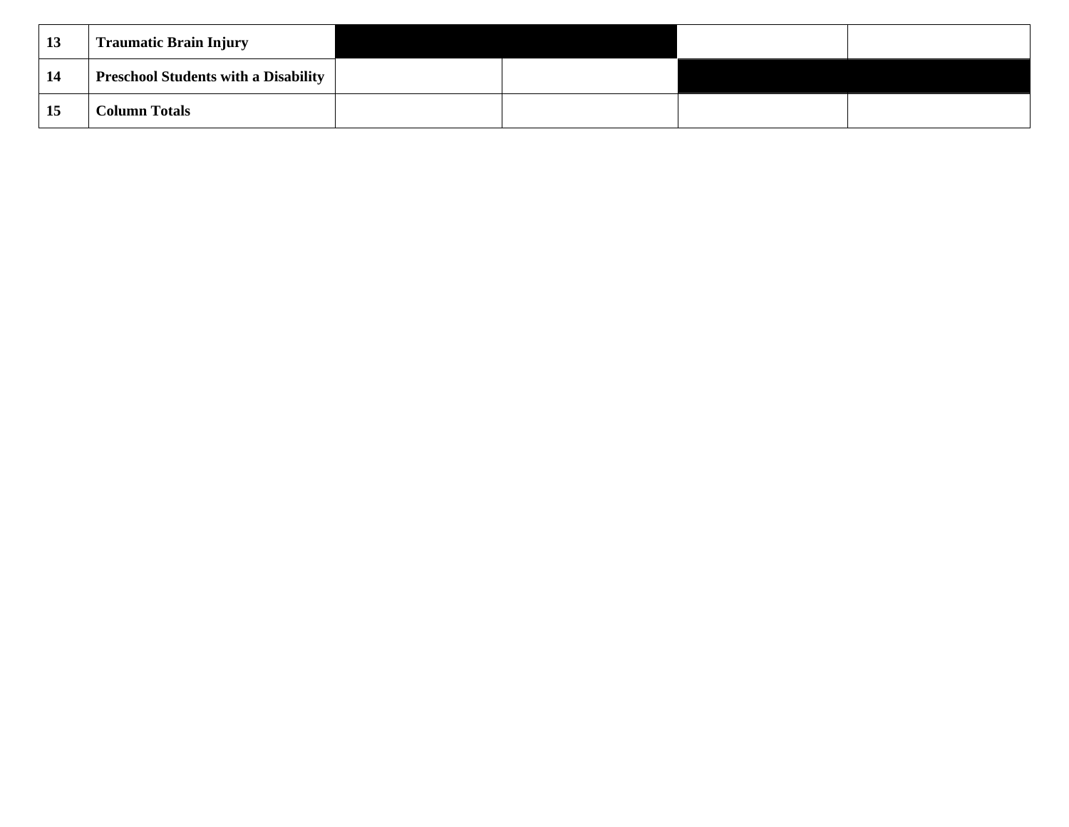| | | | | | |
|---|---|---|---|---|---|
| 13 | Traumatic Brain Injury | | | | |
| 14 | Preschool Students with a Disability | | | | |
| 15 | Column Totals | | | | |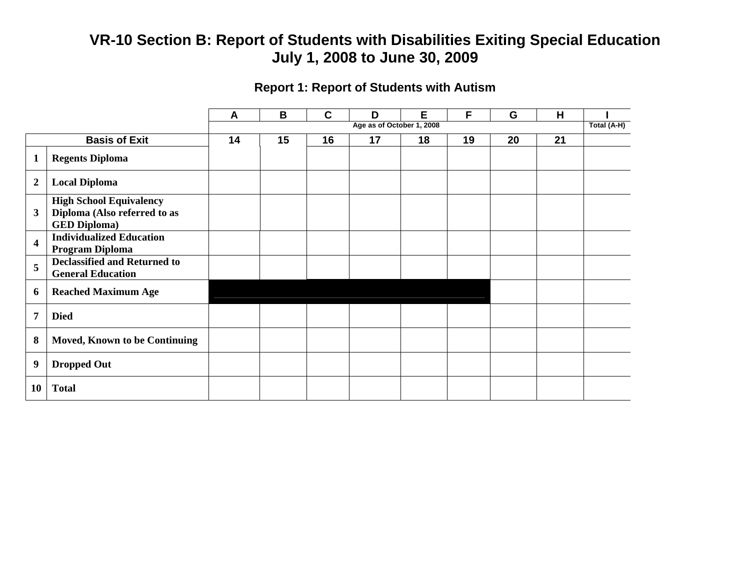# VR-10 Section B: Report of Students with Disabilities Exiting Special Education
# July 1, 2008 to June 30, 2009

## Report 1: Report of Students with Autism

| | | A | B | C | D | E | F | G | H | I |
|---|---|---|---|---|---|---|---|---|---|---|
| | | Age as of October 1, 2008 | | | | | | | | Total (A-H) |
| Basis of Exit | | 14 | 15 | 16 | 17 | 18 | 19 | 20 | 21 | |
| 1 | Regents Diploma | | | | | | | | | |
| 2 | Local Diploma | | | | | | | | | |
| 3 | High School Equivalency Diploma (Also referred to as GED Diploma) | | | | | | | | | |
| 4 | Individualized Education Program Diploma | | | | | | | | | |
| 5 | Declassified and Returned to General Education | | | | | | | | | |
| 6 | Reached Maximum Age | | | | | | | | | |
| 7 | Died | | | | | | | | | |
| 8 | Moved, Known to be Continuing | | | | | | | | | |
| 9 | Dropped Out | | | | | | | | | |
| 10 | Total | | | | | | | | | |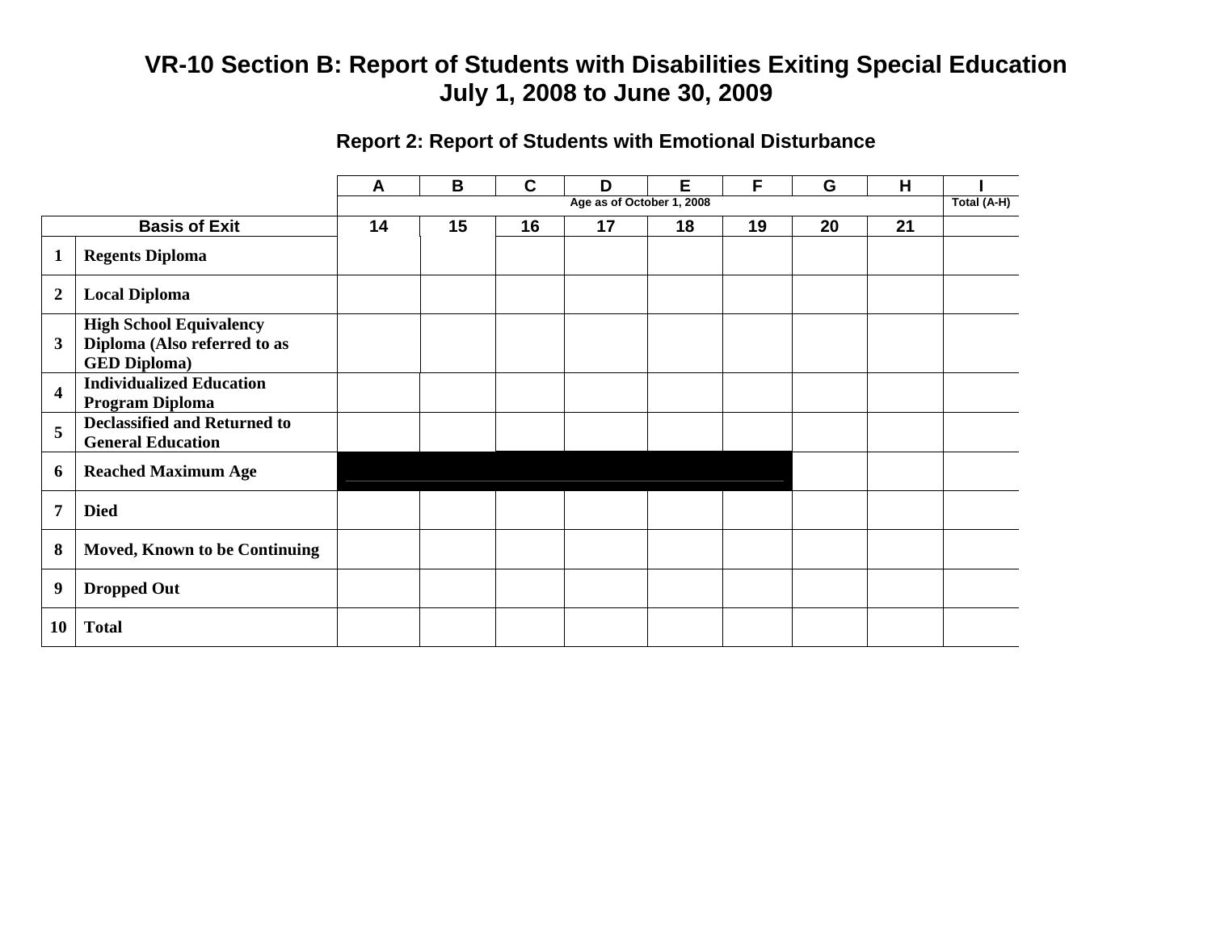# VR-10 Section B: Report of Students with Disabilities Exiting Special Education
# July 1, 2008 to June 30, 2009

## Report 2: Report of Students with Emotional Disturbance

| | | A | B | C | D | E | F | G | H | I |
|---|---|---|---|---|---|---|---|---|---|---|
| | | Age as of October 1, 2008 | | | | | | | | Total (A-H) |
| Basis of Exit | | 14 | 15 | 16 | 17 | 18 | 19 | 20 | 21 | |
| 1 | Regents Diploma | | | | | | | | | |
| 2 | Local Diploma | | | | | | | | | |
| 3 | High School Equivalency Diploma (Also referred to as GED Diploma) | | | | | | | | | |
| 4 | Individualized Education Program Diploma | | | | | | | | | |
| 5 | Declassified and Returned to General Education | | | | | | | | | |
| 6 | Reached Maximum Age | | | | | | | | | |
| 7 | Died | | | | | | | | | |
| 8 | Moved, Known to be Continuing | | | | | | | | | |
| 9 | Dropped Out | | | | | | | | | |
| 10 | Total | | | | | | | | | |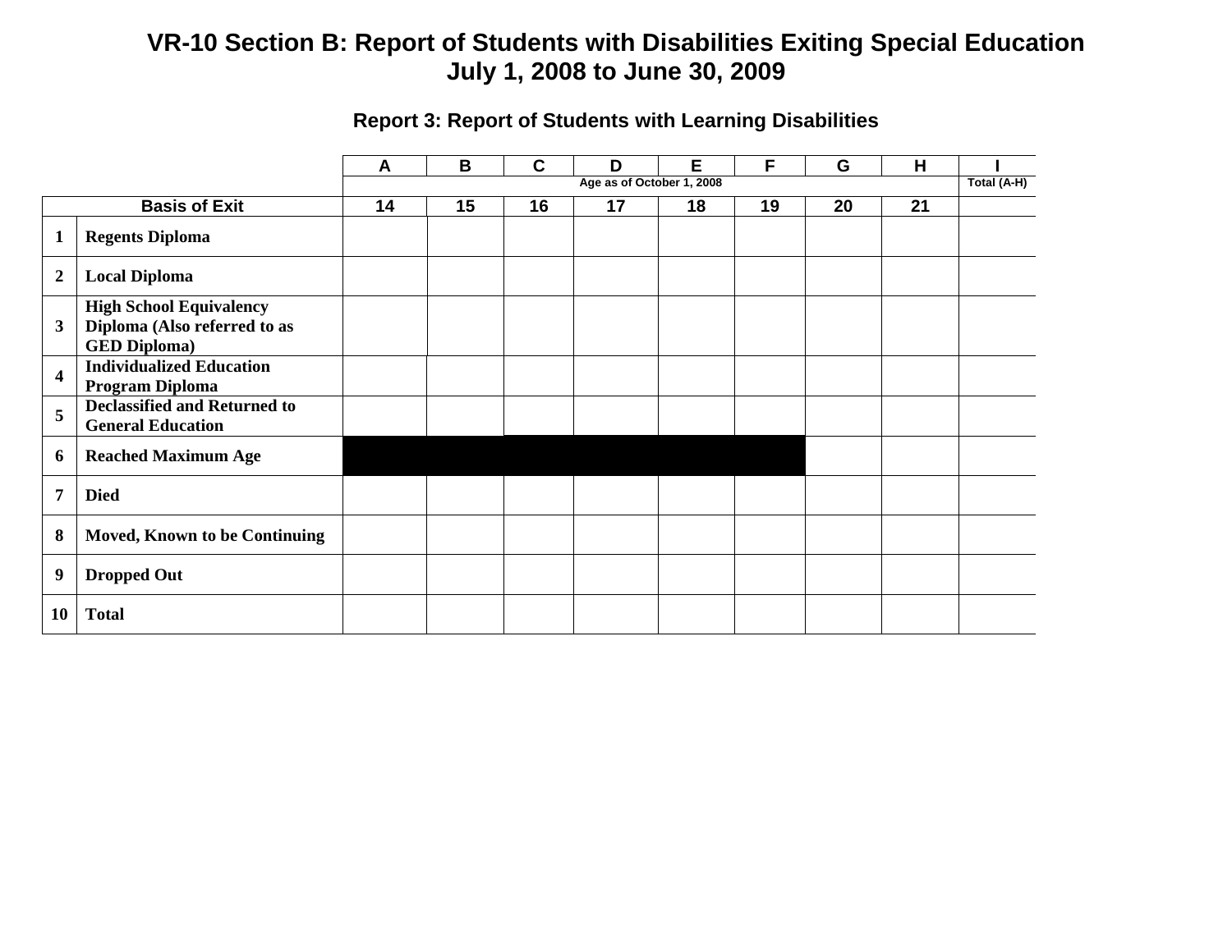# VR-10 Section B: Report of Students with Disabilities Exiting Special Education
# July 1, 2008 to June 30, 2009

### Report 3: Report of Students with Learning Disabilities

| | | A | B | C | D | E | F | G | H | I |
|---|---|---|---|---|---|---|---|---|---|---|
| | | Age as of October 1, 2008 | | | | | | | | Total (A-H) |
| Basis of Exit | | 14 | 15 | 16 | 17 | 18 | 19 | 20 | 21 | |
| 1 | **Regents Diploma** | | | | | | | | | |
| 2 | **Local Diploma** | | | | | | | | | |
| 3 | **High School Equivalency Diploma (Also referred to as GED Diploma)** | | | | | | | | | |
| 4 | **Individualized Education Program Diploma** | | | | | | | | | |
| 5 | **Declassified and Returned to General Education** | | | | | | | | | |
| 6 | **Reached Maximum Age** | | | | | | | | | |
| 7 | **Died** | | | | | | | | | |
| 8 | **Moved, Known to be Continuing** | | | | | | | | | |
| 9 | **Dropped Out** | | | | | | | | | |
| 10 | **Total** | | | | | | | | | |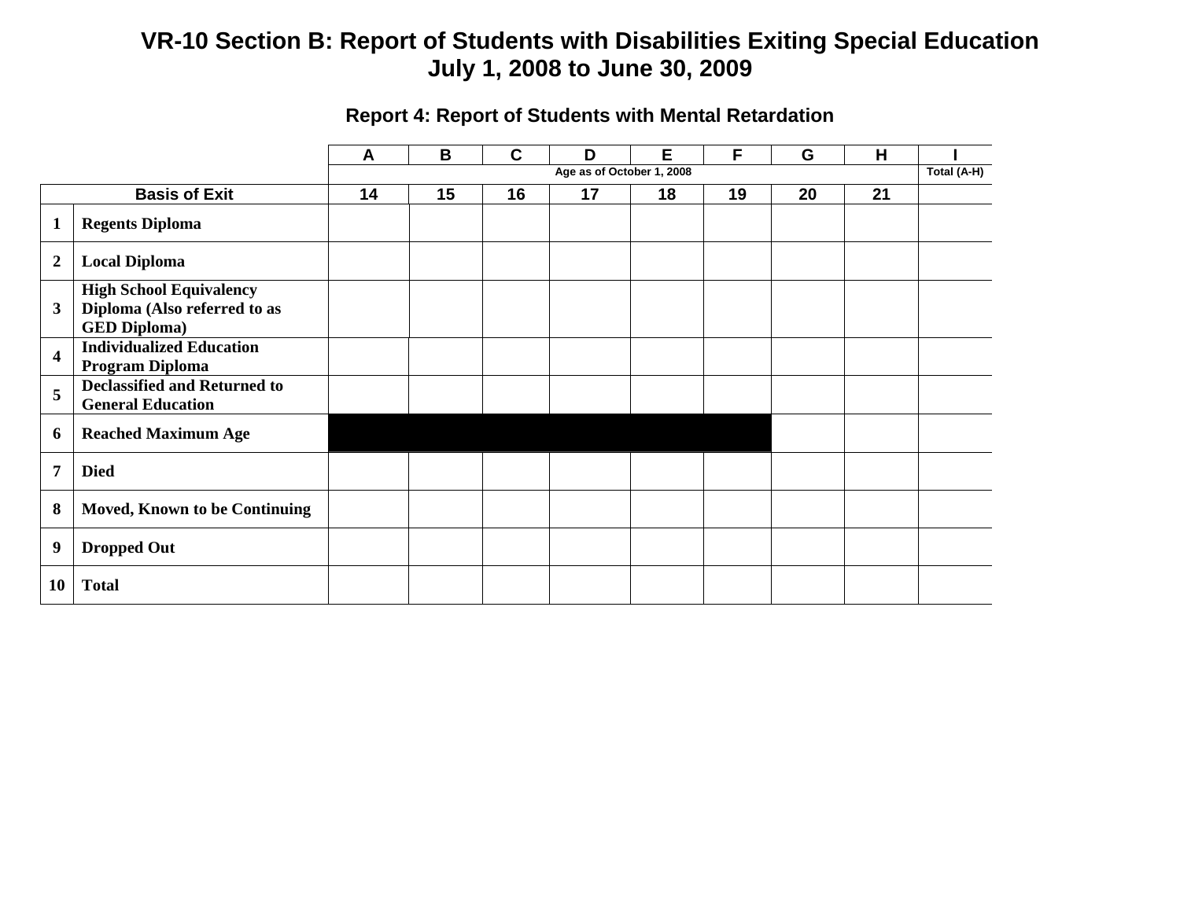# VR-10 Section B: Report of Students with Disabilities Exiting Special Education
# July 1, 2008 to June 30, 2009

## Report 4: Report of Students with Mental Retardation

| | | A | B | C | D | E | F | G | H | I |
|---|---|---|---|---|---|---|---|---|---|---|
| | | Age as of October 1, 2008 | | | | | | | | Total (A-H) |
| Basis of Exit | | 14 | 15 | 16 | 17 | 18 | 19 | 20 | 21 | |
| 1 | **Regents Diploma** | | | | | | | | | |
| 2 | **Local Diploma** | | | | | | | | | |
| 3 | **High School Equivalency Diploma (Also referred to as GED Diploma)** | | | | | | | | | |
| 4 | **Individualized Education Program Diploma** | | | | | | | | | |
| 5 | **Declassified and Returned to General Education** | | | | | | | | | |
| 6 | **Reached Maximum Age** | | | | | | | | | |
| 7 | **Died** | | | | | | | | | |
| 8 | **Moved, Known to be Continuing** | | | | | | | | | |
| 9 | **Dropped Out** | | | | | | | | | |
| 10 | **Total** | | | | | | | | | |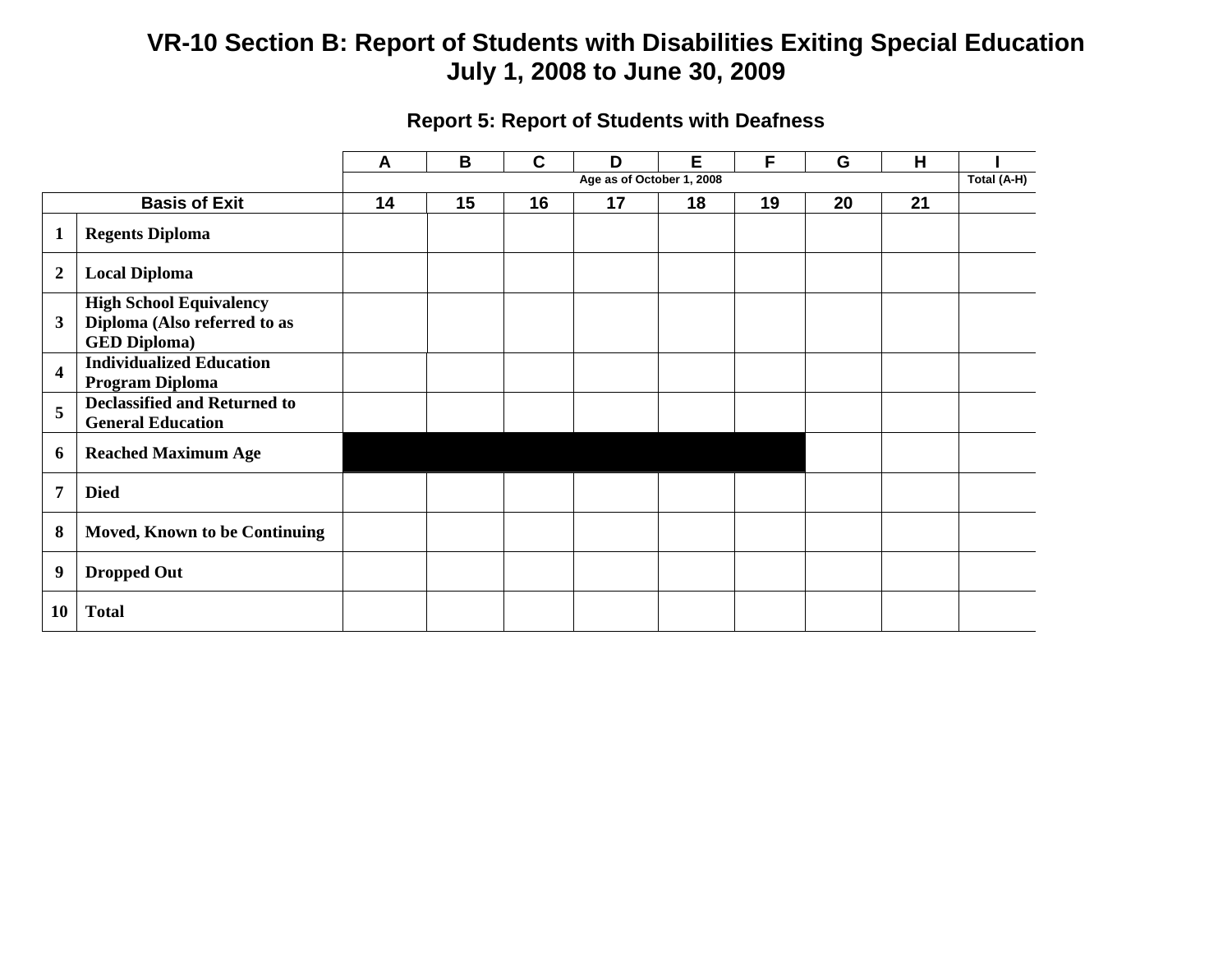# VR-10 Section B: Report of Students with Disabilities Exiting Special Education
# July 1, 2008 to June 30, 2009

## Report 5: Report of Students with Deafness

| | | A | B | C | D | E | F | G | H | I |
|---|---|---|---|---|---|---|---|---|---|---|
| | | Age as of October 1, 2008 | | | | | | | | Total (A-H) |
| Basis of Exit | | 14 | 15 | 16 | 17 | 18 | 19 | 20 | 21 | |
| 1 | Regents Diploma | | | | | | | | | |
| 2 | Local Diploma | | | | | | | | | |
| 3 | High School Equivalency Diploma (Also referred to as GED Diploma) | | | | | | | | | |
| 4 | Individualized Education Program Diploma | | | | | | | | | |
| 5 | Declassified and Returned to General Education | | | | | | | | | |
| 6 | Reached Maximum Age | | | | | | | | | |
| 7 | Died | | | | | | | | | |
| 8 | Moved, Known to be Continuing | | | | | | | | | |
| 9 | Dropped Out | | | | | | | | | |
| 10 | Total | | | | | | | | | |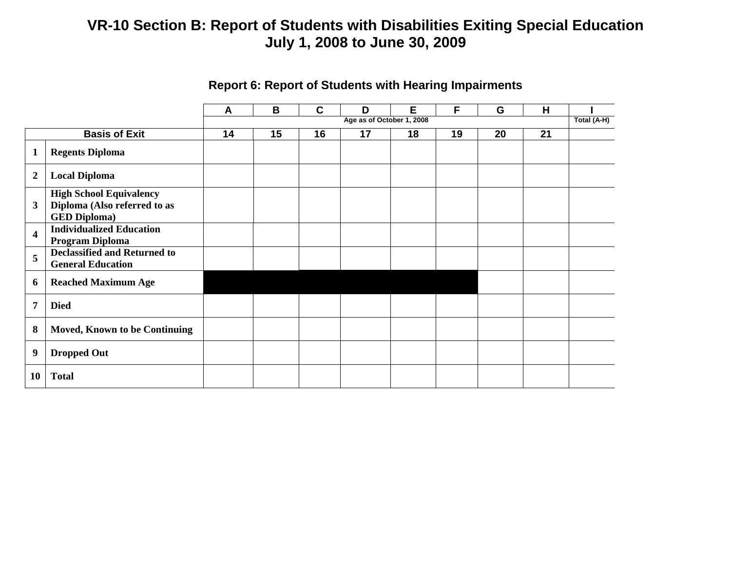# VR-10 Section B: Report of Students with Disabilities Exiting Special Education
## July 1, 2008 to June 30, 2009

### Report 6: Report of Students with Hearing Impairments

| | | A | B | C | D | E | F | G | H | I |
|---|---|---|---|---|---|---|---|---|---|---|
| | | Age as of October 1, 2008 | | | | | | | | Total (A-H) |
| **Basis of Exit** | | 14 | 15 | 16 | 17 | 18 | 19 | 20 | 21 | |
| **1** | **Regents Diploma** | | | | | | | | | |
| **2** | **Local Diploma** | | | | | | | | | |
| **3** | **High School Equivalency Diploma (Also referred to as GED Diploma)** | | | | | | | | | |
| **4** | **Individualized Education Program Diploma** | | | | | | | | | |
| **5** | **Declassified and Returned to General Education** | | | | | | | | | |
| **6** | **Reached Maximum Age** | | | | | | | | | |
| **7** | **Died** | | | | | | | | | |
| **8** | **Moved, Known to be Continuing** | | | | | | | | | |
| **9** | **Dropped Out** | | | | | | | | | |
| **10** | **Total** | | | | | | | | | |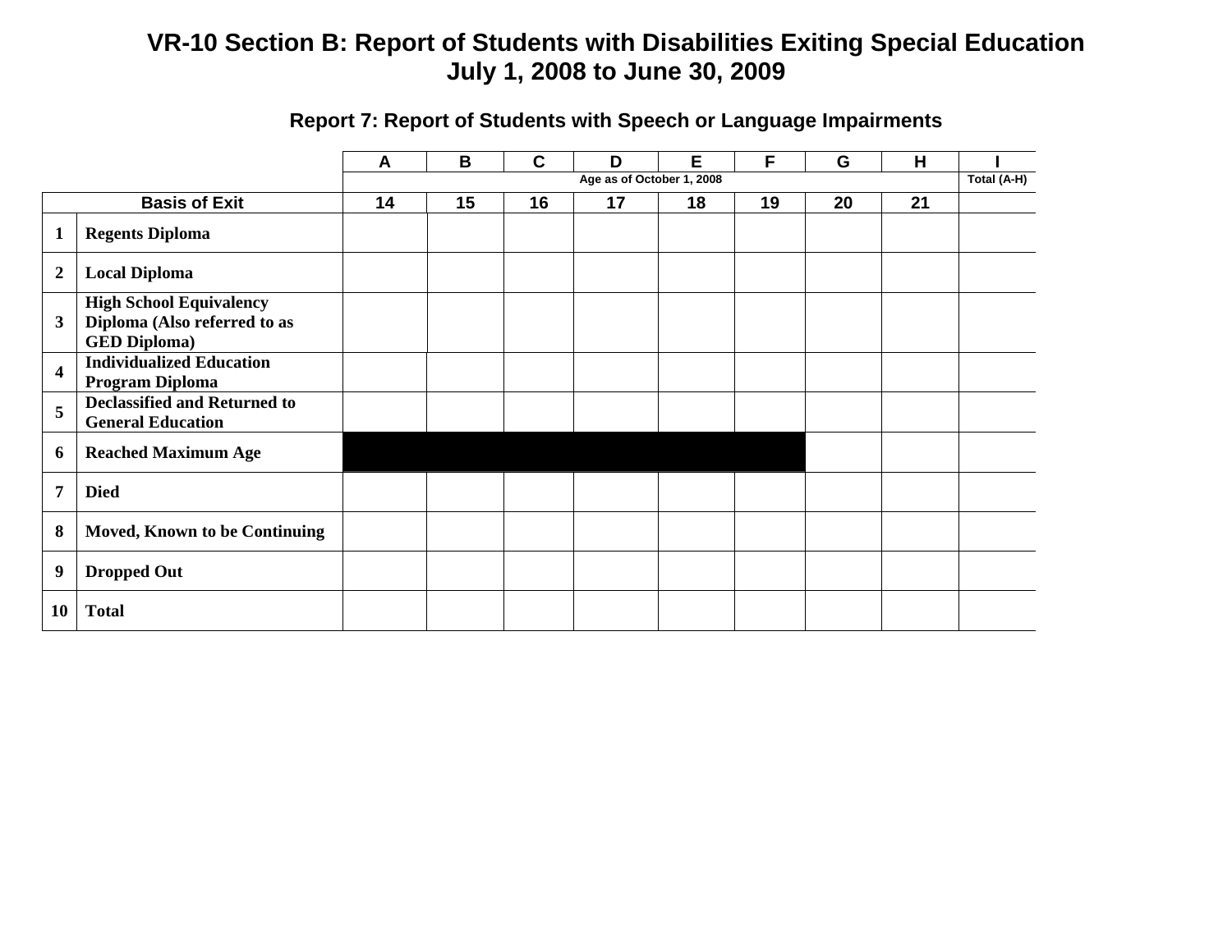# VR-10 Section B: Report of Students with Disabilities Exiting Special Education
## July 1, 2008 to June 30, 2009

### Report 7: Report of Students with Speech or Language Impairments

| | | A | B | C | D | E | F | G | H | I |
|---|---|---|---|---|---|---|---|---|---|---|
| | | Age as of October 1, 2008 | | | | | | | | Total (A-H) |
| **Basis of Exit** | | 14 | 15 | 16 | 17 | 18 | 19 | 20 | 21 | |
| 1 | **Regents Diploma** | | | | | | | | | |
| 2 | **Local Diploma** | | | | | | | | | |
| 3 | **High School Equivalency Diploma (Also referred to as GED Diploma)** | | | | | | | | | |
| 4 | **Individualized Education Program Diploma** | | | | | | | | | |
| 5 | **Declassified and Returned to General Education** | | | | | | | | | |
| 6 | **Reached Maximum Age** | | | | | | | | | |
| 7 | **Died** | | | | | | | | | |
| 8 | **Moved, Known to be Continuing** | | | | | | | | | |
| 9 | **Dropped Out** | | | | | | | | | |
| 10 | **Total** | | | | | | | | | |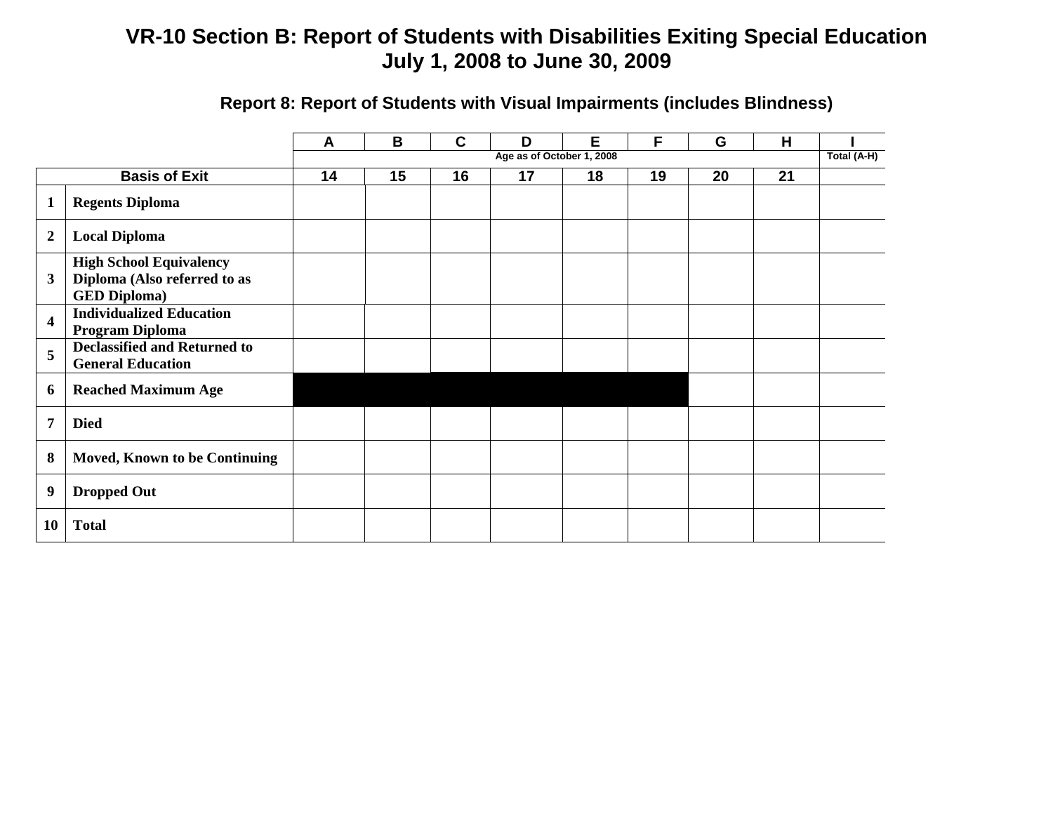# VR-10 Section B: Report of Students with Disabilities Exiting Special Education
# July 1, 2008 to June 30, 2009

## Report 8: Report of Students with Visual Impairments (includes Blindness)

| | | A | B | C | D | E | F | G | H | I |
|---|---|---|---|---|---|---|---|---|---|---|
| | | Age as of October 1, 2008 | | | | | | | | Total (A-H) |
| Basis of Exit | | 14 | 15 | 16 | 17 | 18 | 19 | 20 | 21 | |
| 1 | Regents Diploma | | | | | | | | | |
| 2 | Local Diploma | | | | | | | | | |
| 3 | High School Equivalency Diploma (Also referred to as GED Diploma) | | | | | | | | | |
| 4 | Individualized Education Program Diploma | | | | | | | | | |
| 5 | Declassified and Returned to General Education | | | | | | | | | |
| 6 | Reached Maximum Age | | | | | | | | | |
| 7 | Died | | | | | | | | | |
| 8 | Moved, Known to be Continuing | | | | | | | | | |
| 9 | Dropped Out | | | | | | | | | |
| 10 | Total | | | | | | | | | |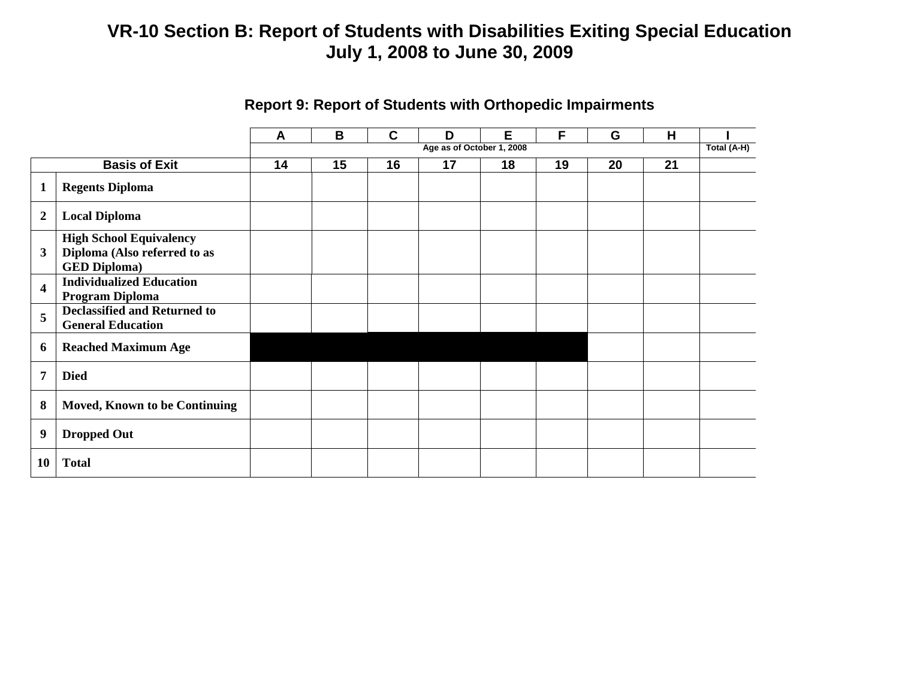# VR-10 Section B: Report of Students with Disabilities Exiting Special Education
## July 1, 2008 to June 30, 2009

### Report 9: Report of Students with Orthopedic Impairments

| | | A | B | C | D | E | F | G | H | I |
|---|---|---|---|---|---|---|---|---|---|---|
| | | Age as of October 1, 2008 | | | | | | | | Total (A-H) |
| Basis of Exit | | 14 | 15 | 16 | 17 | 18 | 19 | 20 | 21 | |
| 1 | Regents Diploma | | | | | | | | | |
| 2 | Local Diploma | | | | | | | | | |
| 3 | High School Equivalency Diploma (Also referred to as GED Diploma) | | | | | | | | | |
| 4 | Individualized Education Program Diploma | | | | | | | | | |
| 5 | Declassified and Returned to General Education | | | | | | | | | |
| 6 | Reached Maximum Age | | | | | | | | | |
| 7 | Died | | | | | | | | | |
| 8 | Moved, Known to be Continuing | | | | | | | | | |
| 9 | Dropped Out | | | | | | | | | |
| 10 | Total | | | | | | | | | |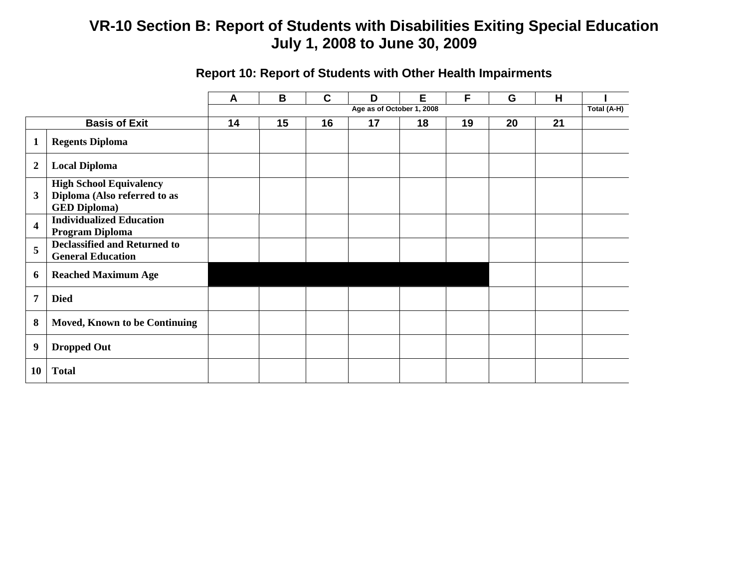# VR-10 Section B: Report of Students with Disabilities Exiting Special Education
# July 1, 2008 to June 30, 2009

## Report 10: Report of Students with Other Health Impairments

| | | A | B | C | D | E | F | G | H | I |
|---|---|---|---|---|---|---|---|---|---|---|
| | | Age as of October 1, 2008 | | | | | | | | Total (A-H) |
| Basis of Exit | | 14 | 15 | 16 | 17 | 18 | 19 | 20 | 21 | |
| 1 | Regents Diploma | | | | | | | | | |
| 2 | Local Diploma | | | | | | | | | |
| 3 | High School Equivalency Diploma (Also referred to as GED Diploma) | | | | | | | | | |
| 4 | Individualized Education Program Diploma | | | | | | | | | |
| 5 | Declassified and Returned to General Education | | | | | | | | | |
| 6 | Reached Maximum Age | | | | | | | | | |
| 7 | Died | | | | | | | | | |
| 8 | Moved, Known to be Continuing | | | | | | | | | |
| 9 | Dropped Out | | | | | | | | | |
| 10 | Total | | | | | | | | | |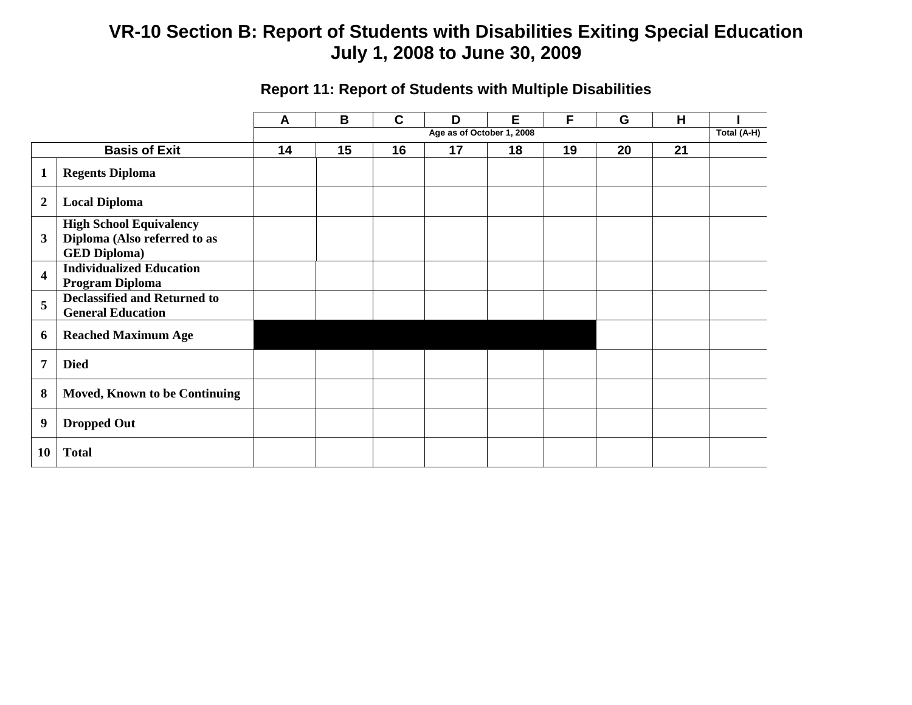# VR-10 Section B: Report of Students with Disabilities Exiting Special Education
## July 1, 2008 to June 30, 2009

### Report 11: Report of Students with Multiple Disabilities

| | | A | B | C | D | E | F | G | H | I |
|---|---|---|---|---|---|---|---|---|---|---|
| | | Age as of October 1, 2008 | | | | | | | | Total (A-H) |
| Basis of Exit | | 14 | 15 | 16 | 17 | 18 | 19 | 20 | 21 | |
| 1 | Regents Diploma | | | | | | | | | |
| 2 | Local Diploma | | | | | | | | | |
| 3 | High School Equivalency Diploma (Also referred to as GED Diploma) | | | | | | | | | |
| 4 | Individualized Education Program Diploma | | | | | | | | | |
| 5 | Declassified and Returned to General Education | | | | | | | | | |
| 6 | Reached Maximum Age | | | | | | | | | |
| 7 | Died | | | | | | | | | |
| 8 | Moved, Known to be Continuing | | | | | | | | | |
| 9 | Dropped Out | | | | | | | | | |
| 10 | Total | | | | | | | | | |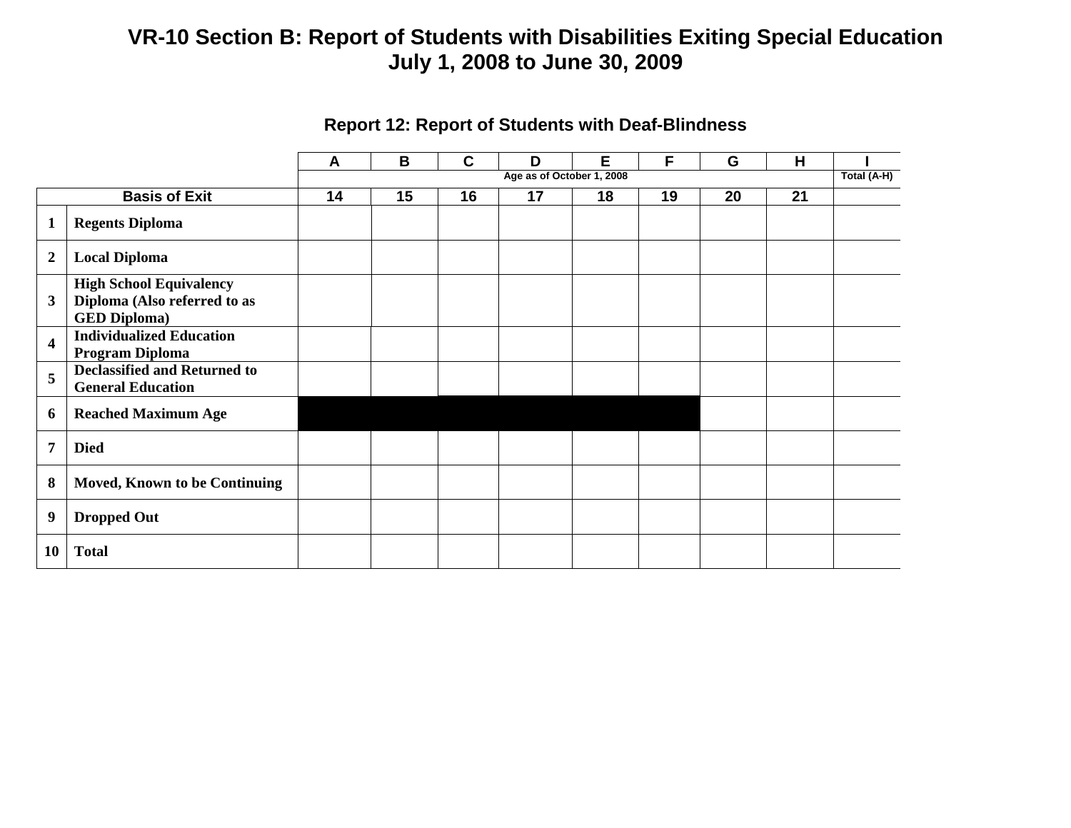# VR-10 Section B: Report of Students with Disabilities Exiting Special Education
## July 1, 2008 to June 30, 2009

### Report 12: Report of Students with Deaf-Blindness

| | | A | B | C | D | E | F | G | H | I |
|---|---|---|---|---|---|---|---|---|---|---|
| | | Age as of October 1, 2008 | | | | | | | | Total (A-H) |
| **Basis of Exit** | | 14 | 15 | 16 | 17 | 18 | 19 | 20 | 21 | |
| 1 | **Regents Diploma** | | | | | | | | | |
| 2 | **Local Diploma** | | | | | | | | | |
| 3 | **High School Equivalency Diploma (Also referred to as GED Diploma)** | | | | | | | | | |
| 4 | **Individualized Education Program Diploma** | | | | | | | | | |
| 5 | **Declassified and Returned to General Education** | | | | | | | | | |
| 6 | **Reached Maximum Age** | | | | | | | | | |
| 7 | **Died** | | | | | | | | | |
| 8 | **Moved, Known to be Continuing** | | | | | | | | | |
| 9 | **Dropped Out** | | | | | | | | | |
| 10 | **Total** | | | | | | | | | |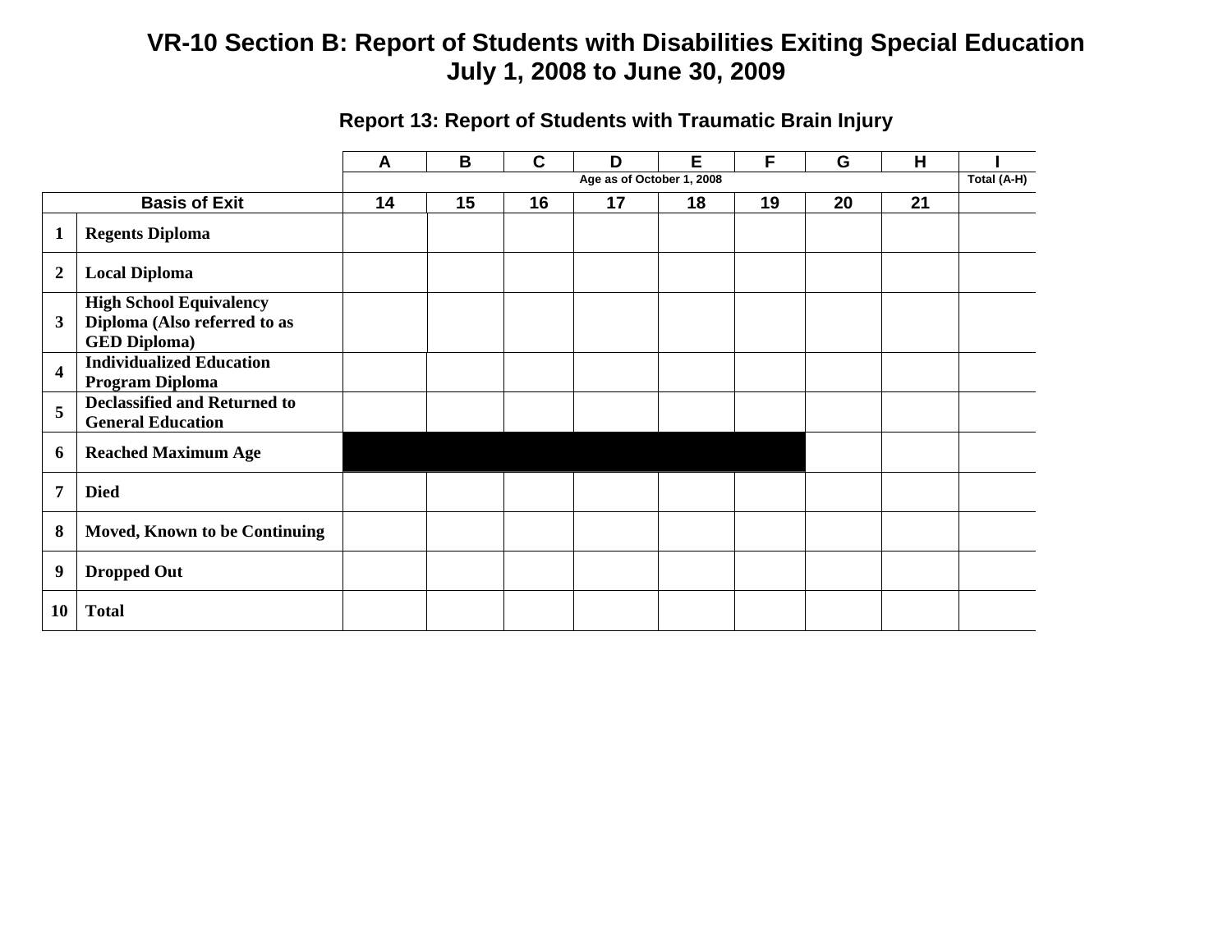# VR-10 Section B: Report of Students with Disabilities Exiting Special Education
# July 1, 2008 to June 30, 2009

## Report 13: Report of Students with Traumatic Brain Injury

| | | A | B | C | D | E | F | G | H | I |
|---|---|---|---|---|---|---|---|---|---|---|
| | | Age as of October 1, 2008 | | | | | | | | Total (A-H) |
| Basis of Exit | | 14 | 15 | 16 | 17 | 18 | 19 | 20 | 21 | |
| 1 | Regents Diploma | | | | | | | | | |
| 2 | Local Diploma | | | | | | | | | |
| 3 | High School Equivalency Diploma (Also referred to as GED Diploma) | | | | | | | | | |
| 4 | Individualized Education Program Diploma | | | | | | | | | |
| 5 | Declassified and Returned to General Education | | | | | | | | | |
| 6 | Reached Maximum Age | | | | | | | | | |
| 7 | Died | | | | | | | | | |
| 8 | Moved, Known to be Continuing | | | | | | | | | |
| 9 | Dropped Out | | | | | | | | | |
| 10 | Total | | | | | | | | | |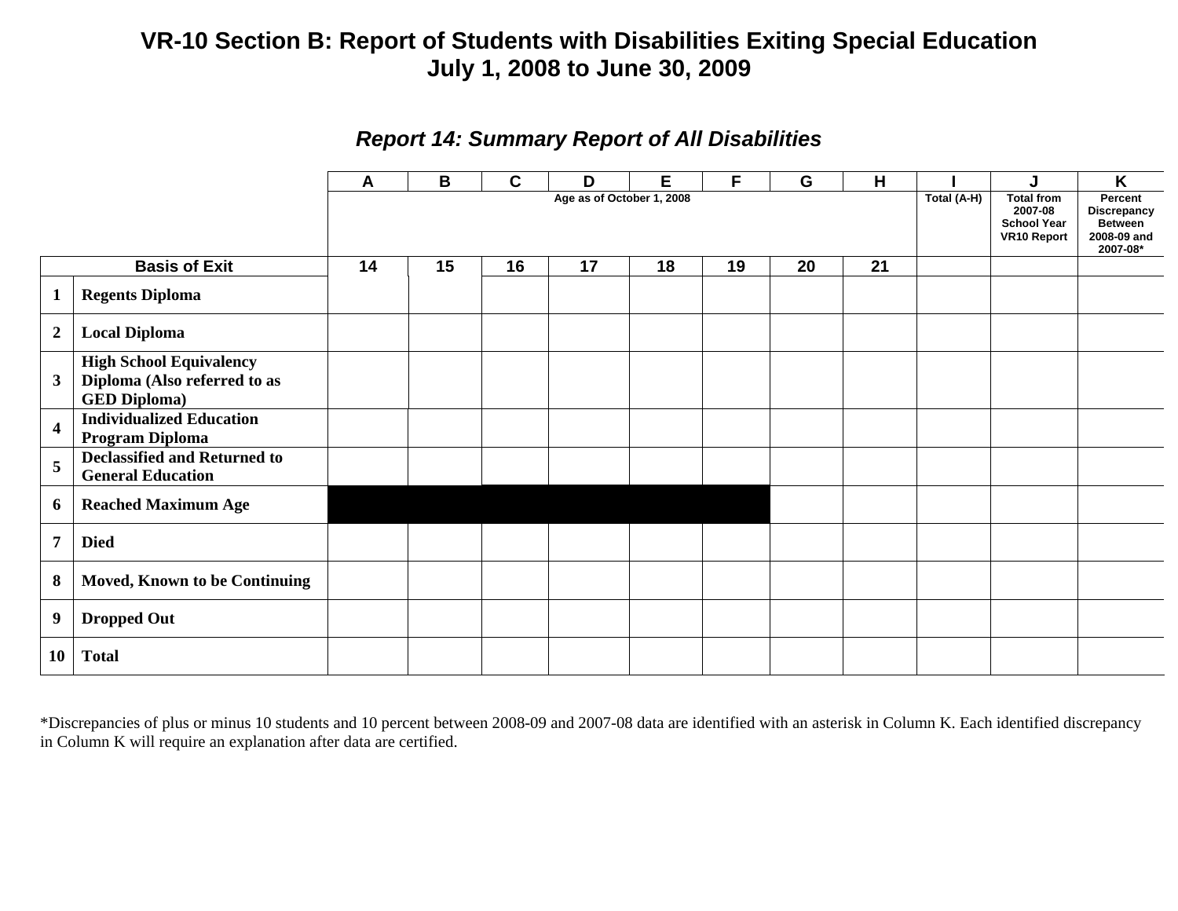# VR-10 Section B: Report of Students with Disabilities Exiting Special Education
# July 1, 2008 to June 30, 2009

## *Report 14: Summary Report of All Disabilities*

| | | A | B | C | D | E | F | G | H | I | J | K |
|---|---|---|---|---|---|---|---|---|---|---|---|---|
| | | Age as of October 1, 2008 | | | | | | | | Total (A-H) | Total from 2007-08 School Year VR10 Report | Percent Discrepancy Between 2008-09 and 2007-08* |
| **Basis of Exit** | | 14 | 15 | 16 | 17 | 18 | 19 | 20 | 21 | | | |
| **1** | **Regents Diploma** | | | | | | | | | | | |
| **2** | **Local Diploma** | | | | | | | | | | | |
| **3** | **High School Equivalency Diploma (Also referred to as GED Diploma)** | | | | | | | | | | | |
| **4** | **Individualized Education Program Diploma** | | | | | | | | | | | |
| **5** | **Declassified and Returned to General Education** | | | | | | | | | | | |
| **6** | **Reached Maximum Age** | | | | | | | | | | | |
| **7** | **Died** | | | | | | | | | | | |
| **8** | **Moved, Known to be Continuing** | | | | | | | | | | | |
| **9** | **Dropped Out** | | | | | | | | | | | |
| **10** | **Total** | | | | | | | | | | | |

*Discrepancies of plus or minus 10 students and 10 percent between 2008-09 and 2007-08 data are identified with an asterisk in Column K. Each identified discrepancy in Column K will require an explanation after data are certified.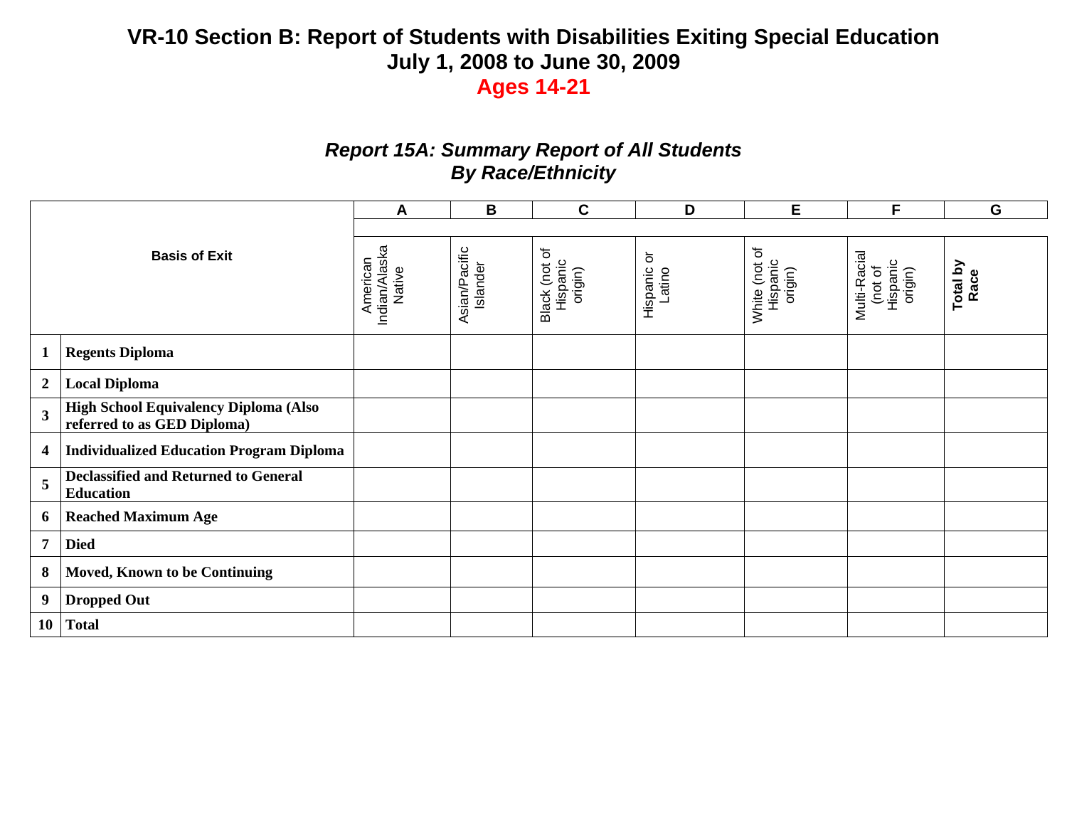# VR-10 Section B: Report of Students with Disabilities Exiting Special Education
# July 1, 2008 to June 30, 2009
# Ages 14-21

## *Report 15A: Summary Report of All Students By Race/Ethnicity*

| | | A | B | C | D | E | F | G |
|---|---|---|---|---|---|---|---|---|
| **Basis of Exit** | | American Indian/Alaska Native | Asian/Pacific Islander | Black (not of Hispanic origin) | Hispanic or Latino | White (not of Hispanic origin) | Multi-Racial (not of Hispanic origin) | **Total by Race** |
| **1** | **Regents Diploma** | | | | | | | |
| **2** | **Local Diploma** | | | | | | | |
| **3** | **High School Equivalency Diploma (Also referred to as GED Diploma)** | | | | | | | |
| **4** | **Individualized Education Program Diploma** | | | | | | | |
| **5** | **Declassified and Returned to General Education** | | | | | | | |
| **6** | **Reached Maximum Age** | | | | | | | |
| **7** | **Died** | | | | | | | |
| **8** | **Moved, Known to be Continuing** | | | | | | | |
| **9** | **Dropped Out** | | | | | | | |
| **10** | **Total** | | | | | | | |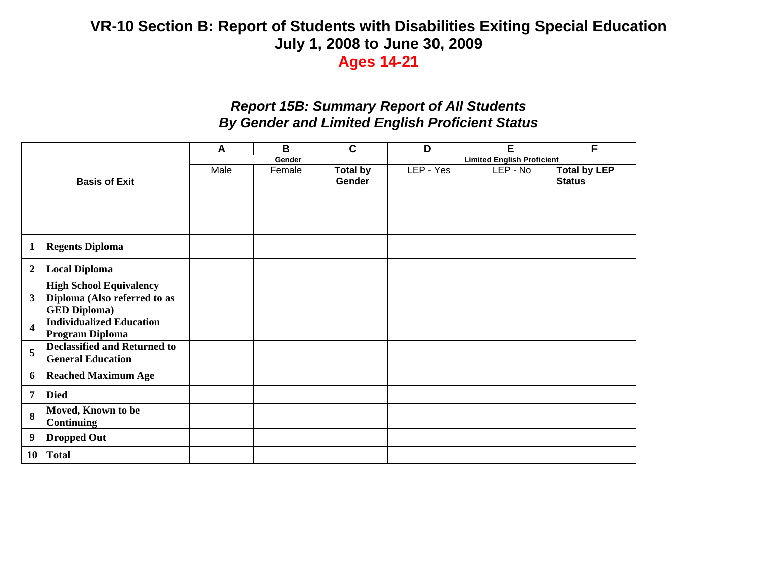# VR-10 Section B: Report of Students with Disabilities Exiting Special Education
# July 1, 2008 to June 30, 2009
# Ages 14-21

## *Report 15B: Summary Report of All Students By Gender and Limited English Proficient Status*

| | | A | B | C | D | E | F |
|---|---|---|---|---|---|---|---|
| | | Gender | | | Limited English Proficient | | |
| **Basis of Exit** | | Male | Female | **Total by Gender** | LEP - Yes | LEP - No | **Total by LEP Status** |
| **1** | **Regents Diploma** | | | | | | |
| **2** | **Local Diploma** | | | | | | |
| **3** | **High School Equivalency Diploma (Also referred to as GED Diploma)** | | | | | | |
| **4** | **Individualized Education Program Diploma** | | | | | | |
| **5** | **Declassified and Returned to General Education** | | | | | | |
| **6** | **Reached Maximum Age** | | | | | | |
| **7** | **Died** | | | | | | |
| **8** | **Moved, Known to be Continuing** | | | | | | |
| **9** | **Dropped Out** | | | | | | |
| **10** | **Total** | | | | | | |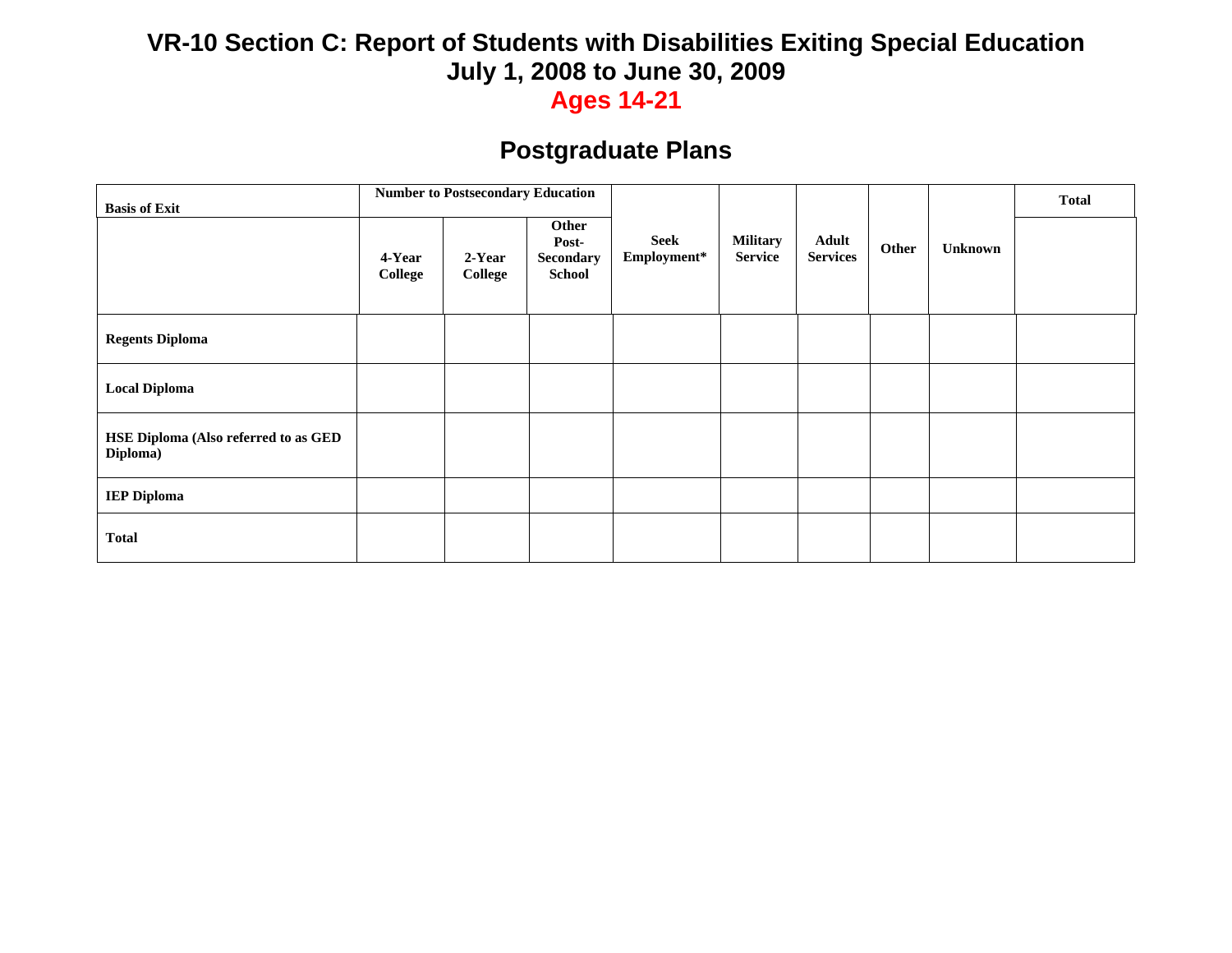# VR-10 Section C: Report of Students with Disabilities Exiting Special Education
# July 1, 2008 to June 30, 2009
# Ages 14-21

## Postgraduate Plans

| Basis of Exit | Number to Postsecondary Education | | | Seek Employment* | Military Service | Adult Services | Other | Unknown | Total |
|---|---|---|---|---|---|---|---|---|---|
| | 4-Year College | 2-Year College | Other Post-Secondary School | | | | | | |
| **Regents Diploma** | | | | | | | | | |
| **Local Diploma** | | | | | | | | | |
| **HSE Diploma (Also referred to as GED Diploma)** | | | | | | | | | |
| **IEP Diploma** | | | | | | | | | |
| **Total** | | | | | | | | | |